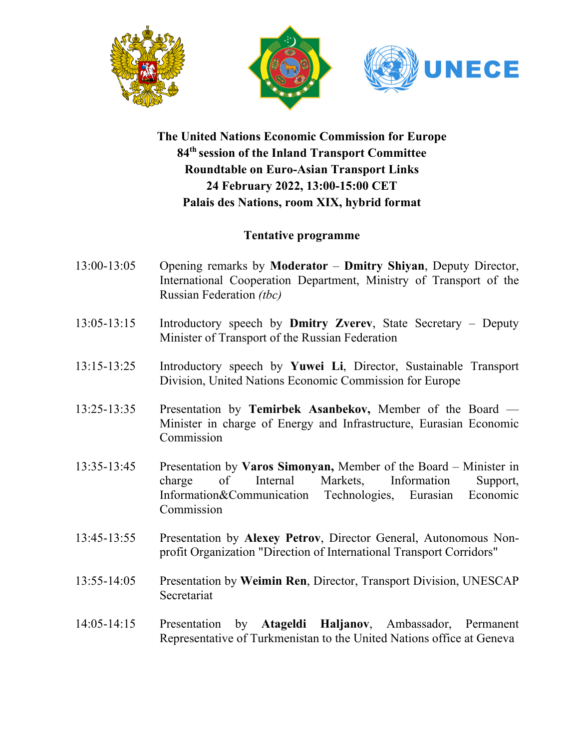**The United Nations Economic Commission for Europe**
**84th session of the Inland Transport Committee**
**Roundtable on Euro-Asian Transport Links**
**24 February 2022, 13:00-15:00 CET**
**Palais des Nations, room XIX, hybrid format**

**Tentative programme**

13:00-13:05 Opening remarks by **Moderator** – **Dmitry Shiyan**, Deputy Director, International Cooperation Department, Ministry of Transport of the Russian Federation *(tbc)*

13:05-13:15 Introductory speech by **Dmitry Zverev**, State Secretary – Deputy Minister of Transport of the Russian Federation

13:15-13:25 Introductory speech by **Yuwei Li**, Director, Sustainable Transport Division, United Nations Economic Commission for Europe

13:25-13:35 Presentation by **Temirbek Asanbekov,** Member of the Board — Minister in charge of Energy and Infrastructure, Eurasian Economic Commission

13:35-13:45 Presentation by **Varos Simonyan,** Member of the Board – Minister in charge of Internal Markets, Information Support, Information&Communication Technologies, Eurasian Economic Commission

13:45-13:55 Presentation by **Alexey Petrov**, Director General, Autonomous Non-profit Organization "Direction of International Transport Corridors"

13:55-14:05 Presentation by **Weimin Ren**, Director, Transport Division, UNESCAP Secretariat

14:05-14:15 Presentation by **Atageldi Haljanov**, Ambassador, Permanent Representative of Turkmenistan to the United Nations office at Geneva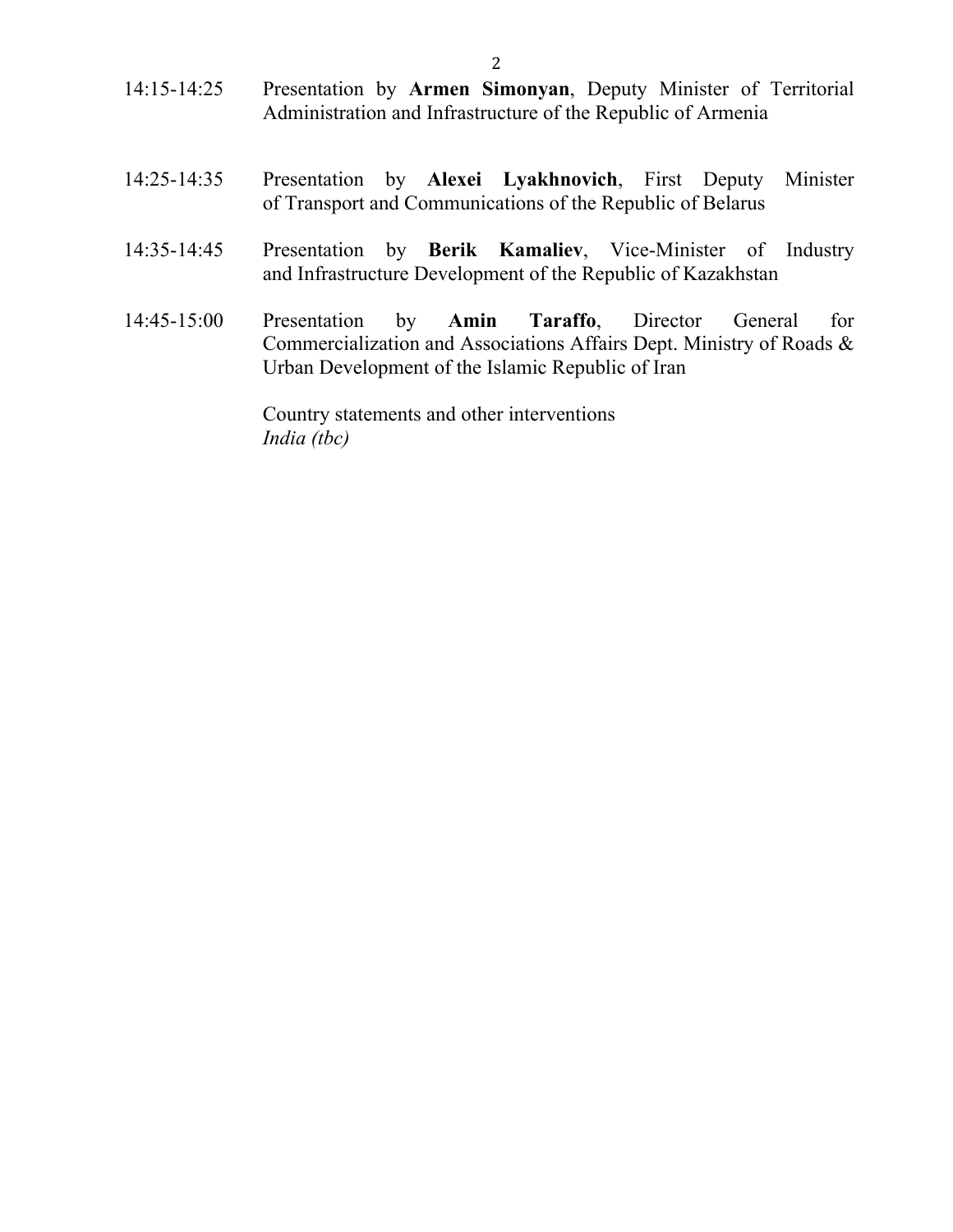14:15-14:25 Presentation by **Armen Simonyan**, Deputy Minister of Territorial Administration and Infrastructure of the Republic of Armenia

14:25-14:35 Presentation by **Alexei Lyakhnovich**, First Deputy Minister of Transport and Communications of the Republic of Belarus

14:35-14:45 Presentation by **Berik Kamaliev**, Vice-Minister of Industry and Infrastructure Development of the Republic of Kazakhstan

14:45-15:00 Presentation by **Amin Taraffo**, Director General for Commercialization and Associations Affairs Dept. Ministry of Roads & Urban Development of the Islamic Republic of Iran

Country statements and other interventions
*India (tbc)*